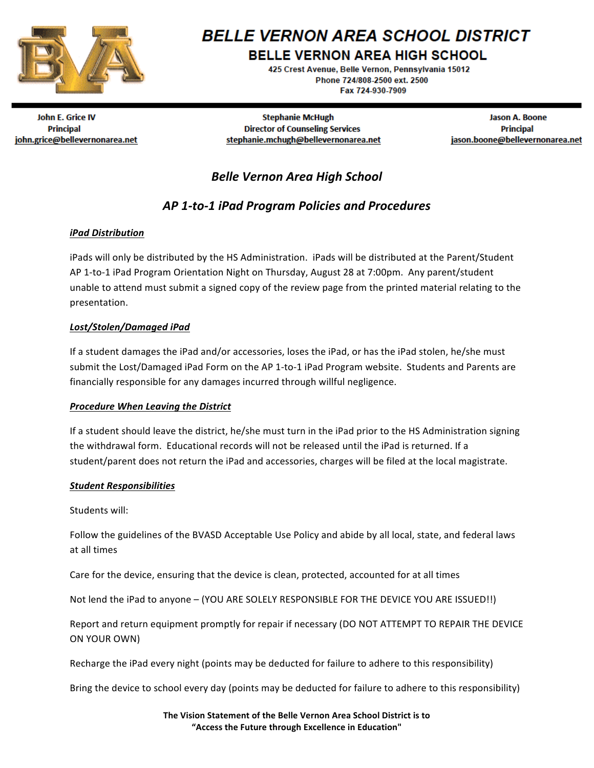# BELLE VERNON AREA SCHOOL DISTRICT

## BELLE VERNON AREA HIGH SCHOOL

425 Crest Avenue, Belle Vernon, Pennsylvania 15012
Phone 724/808-2500 ext. 2500
Fax 724-930-7909

| John E. Grice IV | Stephanie McHugh | Jason A. Boone |
| --- | --- | --- |
| Principal | Director of Counseling Services | Principal |
| john.grice@bellevernonarea.net | stephanie.mchugh@bellevernonarea.net | jason.boone@bellevernonarea.net |

## *Belle Vernon Area High School*

## *AP 1-to-1 iPad Program Policies and Procedures*

### ***iPad Distribution***

iPads will only be distributed by the HS Administration. iPads will be distributed at the Parent/Student AP 1-to-1 iPad Program Orientation Night on Thursday, August 28 at 7:00pm. Any parent/student unable to attend must submit a signed copy of the review page from the printed material relating to the presentation.

### ***Lost/Stolen/Damaged iPad***

If a student damages the iPad and/or accessories, loses the iPad, or has the iPad stolen, he/she must submit the Lost/Damaged iPad Form on the AP 1-to-1 iPad Program website. Students and Parents are financially responsible for any damages incurred through willful negligence.

### ***Procedure When Leaving the District***

If a student should leave the district, he/she must turn in the iPad prior to the HS Administration signing the withdrawal form. Educational records will not be released until the iPad is returned. If a student/parent does not return the iPad and accessories, charges will be filed at the local magistrate.

### ***Student Responsibilities***

Students will:

Follow the guidelines of the BVASD Acceptable Use Policy and abide by all local, state, and federal laws at all times

Care for the device, ensuring that the device is clean, protected, accounted for at all times

Not lend the iPad to anyone – (YOU ARE SOLELY RESPONSIBLE FOR THE DEVICE YOU ARE ISSUED!!)

Report and return equipment promptly for repair if necessary (DO NOT ATTEMPT TO REPAIR THE DEVICE ON YOUR OWN)

Recharge the iPad every night (points may be deducted for failure to adhere to this responsibility)

Bring the device to school every day (points may be deducted for failure to adhere to this responsibility)

**The Vision Statement of the Belle Vernon Area School District is to "Access the Future through Excellence in Education"**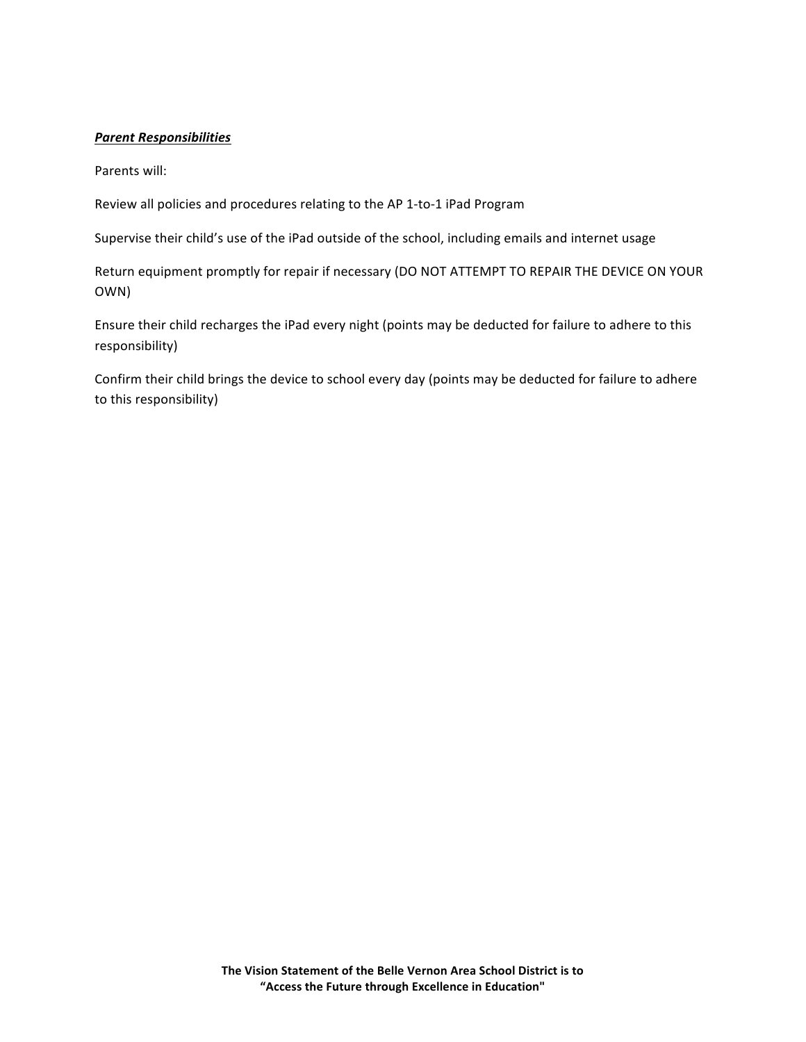***Parent Responsibilities***

Parents will:

Review all policies and procedures relating to the AP 1-to-1 iPad Program

Supervise their child's use of the iPad outside of the school, including emails and internet usage

Return equipment promptly for repair if necessary (DO NOT ATTEMPT TO REPAIR THE DEVICE ON YOUR OWN)

Ensure their child recharges the iPad every night (points may be deducted for failure to adhere to this responsibility)

Confirm their child brings the device to school every day (points may be deducted for failure to adhere to this responsibility)